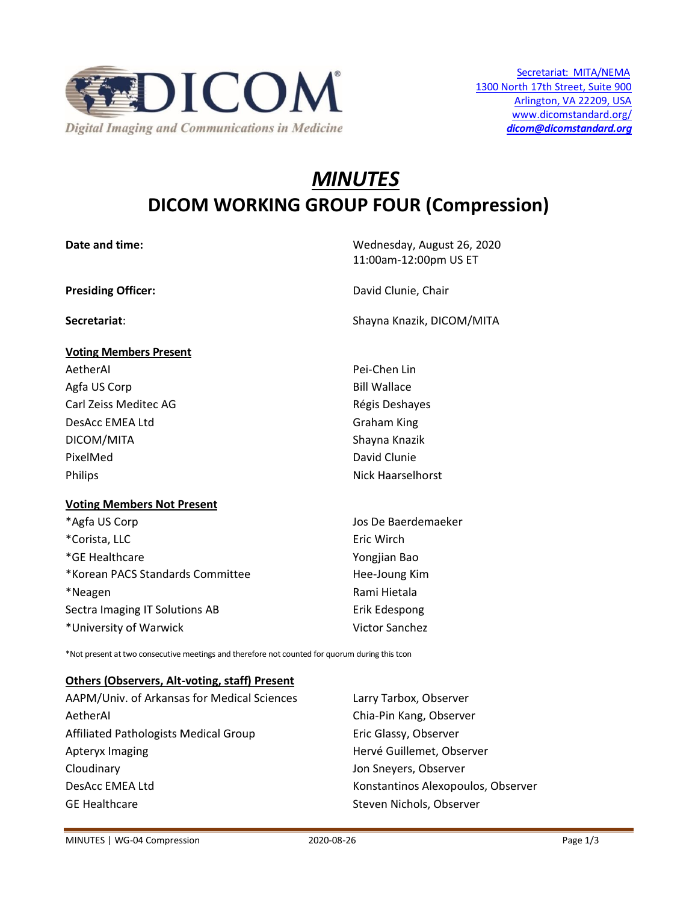Secretariat: MITA/NEMA
1300 North 17th Street, Suite 900
Arlington, VA 22209, USA
www.dicomstandard.org/
***dicom@dicomstandard.org***

# *MINUTES*
# DICOM WORKING GROUP FOUR (Compression)

| | |
|---|---|
| **Date and time:** | Wednesday, August 26, 2020<br>11:00am-12:00pm US ET |
| **Presiding Officer:** | David Clunie, Chair |
| **Secretariat**: | Shayna Knazik, DICOM/MITA |

**Voting Members Present**

| | |
|---|---|
| AetherAI | Pei-Chen Lin |
| Agfa US Corp | Bill Wallace |
| Carl Zeiss Meditec AG | Régis Deshayes |
| DesAcc EMEA Ltd | Graham King |
| DICOM/MITA | Shayna Knazik |
| PixelMed | David Clunie |
| Philips | Nick Haarselhorst |

**Voting Members Not Present**

| | |
|---|---|
| *Agfa US Corp | Jos De Baerdemaeker |
| *Corista, LLC | Eric Wirch |
| *GE Healthcare | Yongjian Bao |
| *Korean PACS Standards Committee | Hee-Joung Kim |
| *Neagen | Rami Hietala |
| Sectra Imaging IT Solutions AB | Erik Edespong |
| *University of Warwick | Victor Sanchez |

*Not present at two consecutive meetings and therefore not counted for quorum during this tcon

**Others (Observers, Alt-voting, staff) Present**

| | |
|---|---|
| AAPM/Univ. of Arkansas for Medical Sciences | Larry Tarbox, Observer |
| AetherAI | Chia-Pin Kang, Observer |
| Affiliated Pathologists Medical Group | Eric Glassy, Observer |
| Apteryx Imaging | Hervé Guillemet, Observer |
| Cloudinary | Jon Sneyers, Observer |
| DesAcc EMEA Ltd | Konstantinos Alexopoulos, Observer |
| GE Healthcare | Steven Nichols, Observer |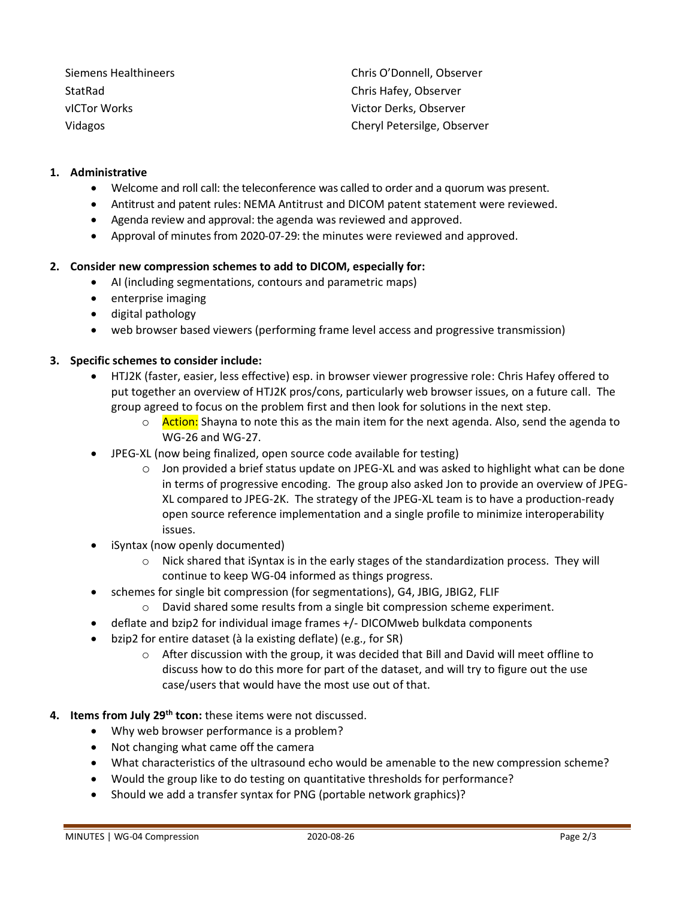| | |
|---|---|
| Siemens Healthineers | Chris O'Donnell, Observer |
| StatRad | Chris Hafey, Observer |
| vICTor Works | Victor Derks, Observer |
| Vidagos | Cheryl Petersilge, Observer |

1. **Administrative**
   - Welcome and roll call: the teleconference was called to order and a quorum was present.
   - Antitrust and patent rules: NEMA Antitrust and DICOM patent statement were reviewed.
   - Agenda review and approval: the agenda was reviewed and approved.
   - Approval of minutes from 2020-07-29: the minutes were reviewed and approved.

2. **Consider new compression schemes to add to DICOM, especially for:**
   - AI (including segmentations, contours and parametric maps)
   - enterprise imaging
   - digital pathology
   - web browser based viewers (performing frame level access and progressive transmission)

3. **Specific schemes to consider include:**
   - HTJ2K (faster, easier, less effective) esp. in browser viewer progressive role: Chris Hafey offered to put together an overview of HTJ2K pros/cons, particularly web browser issues, on a future call. The group agreed to focus on the problem first and then look for solutions in the next step.
     - Action: Shayna to note this as the main item for the next agenda. Also, send the agenda to WG-26 and WG-27.
   - JPEG-XL (now being finalized, open source code available for testing)
     - Jon provided a brief status update on JPEG-XL and was asked to highlight what can be done in terms of progressive encoding. The group also asked Jon to provide an overview of JPEG-XL compared to JPEG-2K. The strategy of the JPEG-XL team is to have a production-ready open source reference implementation and a single profile to minimize interoperability issues.
   - iSyntax (now openly documented)
     - Nick shared that iSyntax is in the early stages of the standardization process. They will continue to keep WG-04 informed as things progress.
   - schemes for single bit compression (for segmentations), G4, JBIG, JBIG2, FLIF
     - David shared some results from a single bit compression scheme experiment.
   - deflate and bzip2 for individual image frames +/- DICOMweb bulkdata components
   - bzip2 for entire dataset (à la existing deflate) (e.g., for SR)
     - After discussion with the group, it was decided that Bill and David will meet offline to discuss how to do this more for part of the dataset, and will try to figure out the use case/users that would have the most use out of that.

4. **Items from July 29th tcon:** these items were not discussed.
   - Why web browser performance is a problem?
   - Not changing what came off the camera
   - What characteristics of the ultrasound echo would be amenable to the new compression scheme?
   - Would the group like to do testing on quantitative thresholds for performance?
   - Should we add a transfer syntax for PNG (portable network graphics)?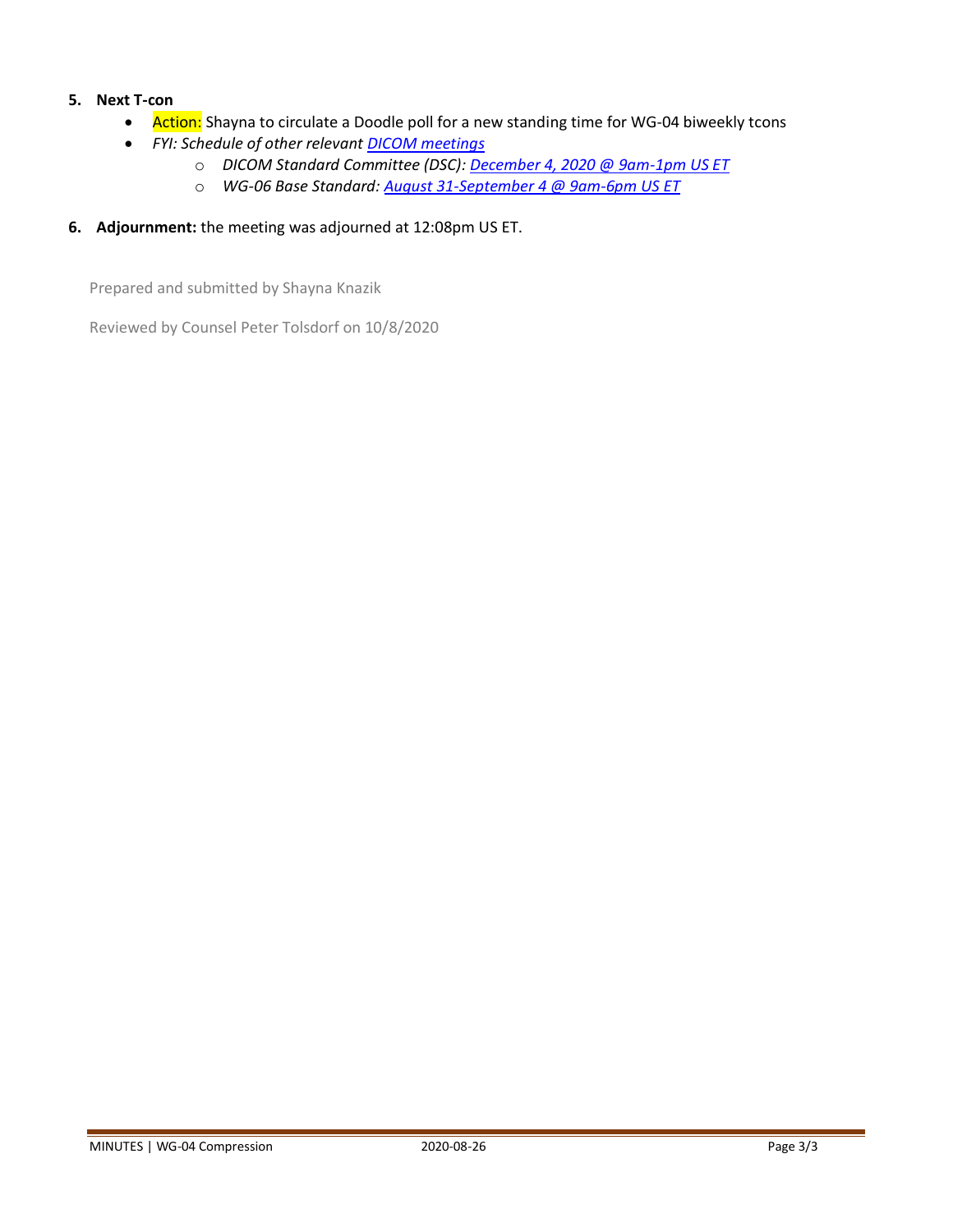5. **Next T-con**
   - Action: Shayna to circulate a Doodle poll for a new standing time for WG-04 biweekly tcons
   - *FYI: Schedule of other relevant DICOM meetings*
     - *DICOM Standard Committee (DSC): December 4, 2020 @ 9am-1pm US ET*
     - *WG-06 Base Standard: August 31-September 4 @ 9am-6pm US ET*

6. **Adjournment:** the meeting was adjourned at 12:08pm US ET.

Prepared and submitted by Shayna Knazik

Reviewed by Counsel Peter Tolsdorf on 10/8/2020